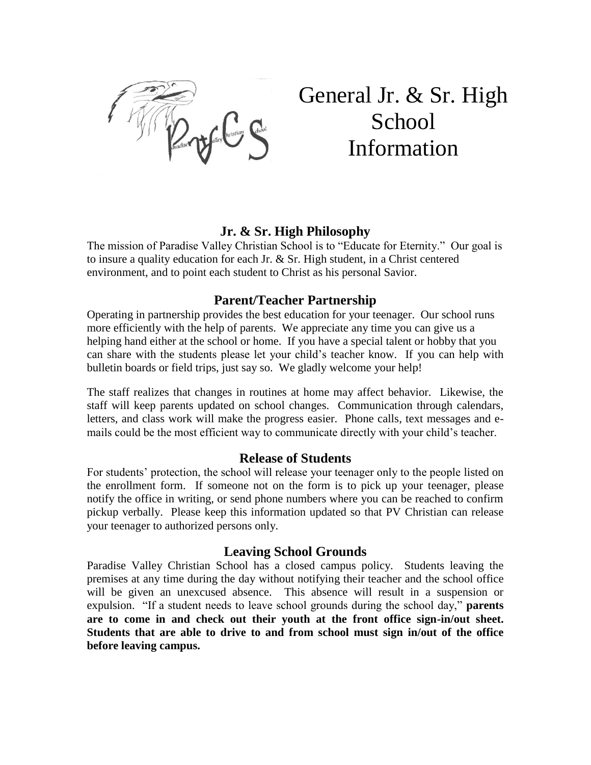# General Jr. & Sr. High School Information

## Jr. & Sr. High Philosophy

The mission of Paradise Valley Christian School is to "Educate for Eternity." Our goal is to insure a quality education for each Jr. & Sr. High student, in a Christ centered environment, and to point each student to Christ as his personal Savior.

## Parent/Teacher Partnership

Operating in partnership provides the best education for your teenager. Our school runs more efficiently with the help of parents. We appreciate any time you can give us a helping hand either at the school or home. If you have a special talent or hobby that you can share with the students please let your child's teacher know. If you can help with bulletin boards or field trips, just say so. We gladly welcome your help!

The staff realizes that changes in routines at home may affect behavior. Likewise, the staff will keep parents updated on school changes. Communication through calendars, letters, and class work will make the progress easier. Phone calls, text messages and e-mails could be the most efficient way to communicate directly with your child's teacher.

## Release of Students

For students' protection, the school will release your teenager only to the people listed on the enrollment form. If someone not on the form is to pick up your teenager, please notify the office in writing, or send phone numbers where you can be reached to confirm pickup verbally. Please keep this information updated so that PV Christian can release your teenager to authorized persons only.

## Leaving School Grounds

Paradise Valley Christian School has a closed campus policy. Students leaving the premises at any time during the day without notifying their teacher and the school office will be given an unexcused absence. This absence will result in a suspension or expulsion. "If a student needs to leave school grounds during the school day," **parents are to come in and check out their youth at the front office sign-in/out sheet. Students that are able to drive to and from school must sign in/out of the office before leaving campus.**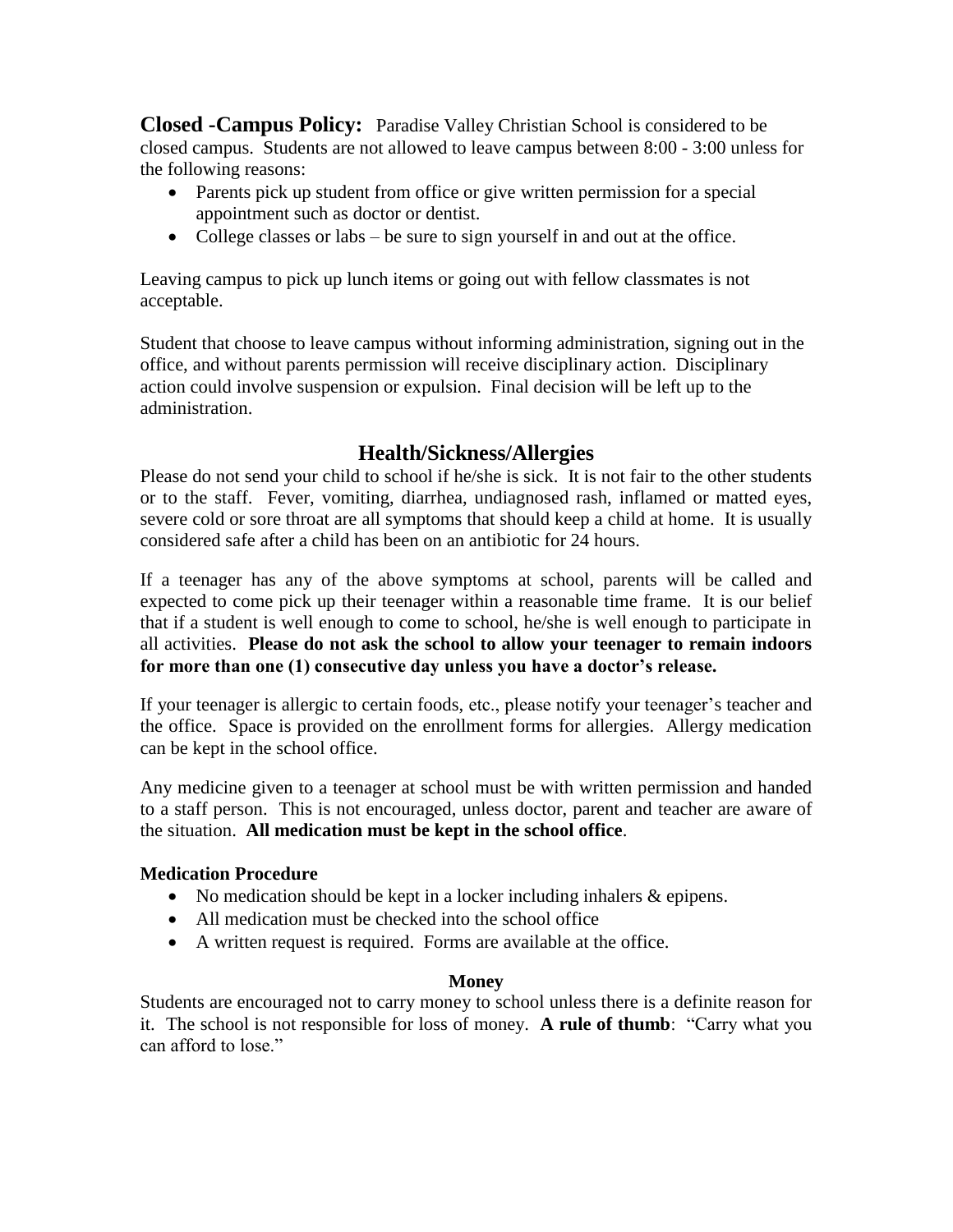**Closed -Campus Policy:** Paradise Valley Christian School is considered to be closed campus. Students are not allowed to leave campus between 8:00 - 3:00 unless for the following reasons:

- Parents pick up student from office or give written permission for a special appointment such as doctor or dentist.
- College classes or labs – be sure to sign yourself in and out at the office.

Leaving campus to pick up lunch items or going out with fellow classmates is not acceptable.

Student that choose to leave campus without informing administration, signing out in the office, and without parents permission will receive disciplinary action. Disciplinary action could involve suspension or expulsion. Final decision will be left up to the administration.

## Health/Sickness/Allergies

Please do not send your child to school if he/she is sick. It is not fair to the other students or to the staff. Fever, vomiting, diarrhea, undiagnosed rash, inflamed or matted eyes, severe cold or sore throat are all symptoms that should keep a child at home. It is usually considered safe after a child has been on an antibiotic for 24 hours.

If a teenager has any of the above symptoms at school, parents will be called and expected to come pick up their teenager within a reasonable time frame. It is our belief that if a student is well enough to come to school, he/she is well enough to participate in all activities. **Please do not ask the school to allow your teenager to remain indoors for more than one (1) consecutive day unless you have a doctor's release.**

If your teenager is allergic to certain foods, etc., please notify your teenager's teacher and the office. Space is provided on the enrollment forms for allergies. Allergy medication can be kept in the school office.

Any medicine given to a teenager at school must be with written permission and handed to a staff person. This is not encouraged, unless doctor, parent and teacher are aware of the situation. **All medication must be kept in the school office**.

**Medication Procedure**

- No medication should be kept in a locker including inhalers & epipens.
- All medication must be checked into the school office
- A written request is required. Forms are available at the office.

**Money**

Students are encouraged not to carry money to school unless there is a definite reason for it. The school is not responsible for loss of money. **A rule of thumb**: "Carry what you can afford to lose."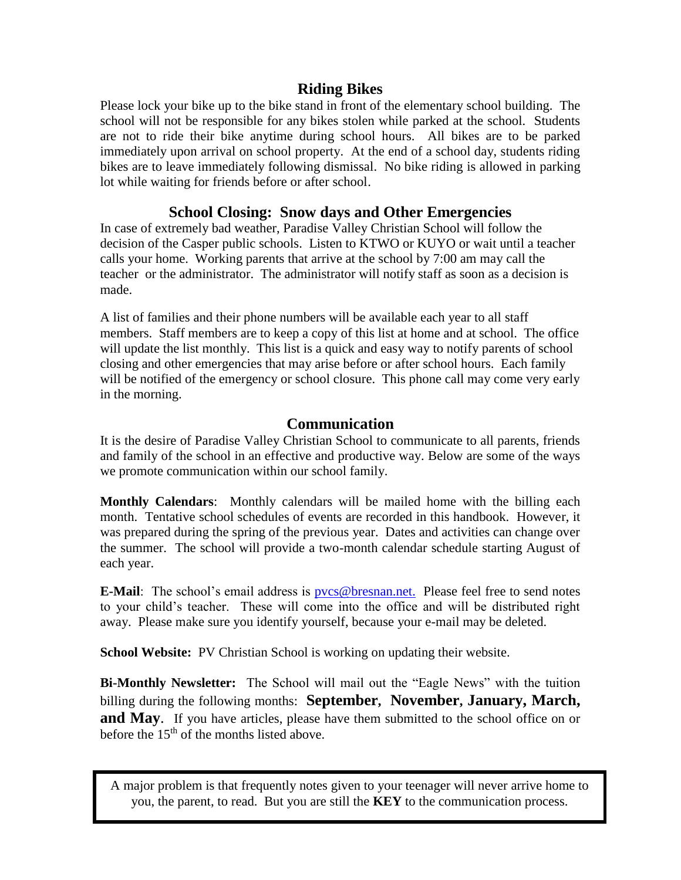## Riding Bikes

Please lock your bike up to the bike stand in front of the elementary school building. The school will not be responsible for any bikes stolen while parked at the school. Students are not to ride their bike anytime during school hours. All bikes are to be parked immediately upon arrival on school property. At the end of a school day, students riding bikes are to leave immediately following dismissal. No bike riding is allowed in parking lot while waiting for friends before or after school.

## School Closing: Snow days and Other Emergencies

In case of extremely bad weather, Paradise Valley Christian School will follow the decision of the Casper public schools. Listen to KTWO or KUYO or wait until a teacher calls your home. Working parents that arrive at the school by 7:00 am may call the teacher or the administrator. The administrator will notify staff as soon as a decision is made.

A list of families and their phone numbers will be available each year to all staff members. Staff members are to keep a copy of this list at home and at school. The office will update the list monthly. This list is a quick and easy way to notify parents of school closing and other emergencies that may arise before or after school hours. Each family will be notified of the emergency or school closure. This phone call may come very early in the morning.

## Communication

It is the desire of Paradise Valley Christian School to communicate to all parents, friends and family of the school in an effective and productive way. Below are some of the ways we promote communication within our school family.

**Monthly Calendars**: Monthly calendars will be mailed home with the billing each month. Tentative school schedules of events are recorded in this handbook. However, it was prepared during the spring of the previous year. Dates and activities can change over the summer. The school will provide a two-month calendar schedule starting August of each year.

**E-Mail**: The school's email address is pvcs@bresnan.net. Please feel free to send notes to your child's teacher. These will come into the office and will be distributed right away. Please make sure you identify yourself, because your e-mail may be deleted.

**School Website:** PV Christian School is working on updating their website.

**Bi-Monthly Newsletter:** The School will mail out the "Eagle News" with the tuition billing during the following months: **September**, **November**, **January, March, and May**. If you have articles, please have them submitted to the school office on or before the 15th of the months listed above.

A major problem is that frequently notes given to your teenager will never arrive home to you, the parent, to read. But you are still the **KEY** to the communication process.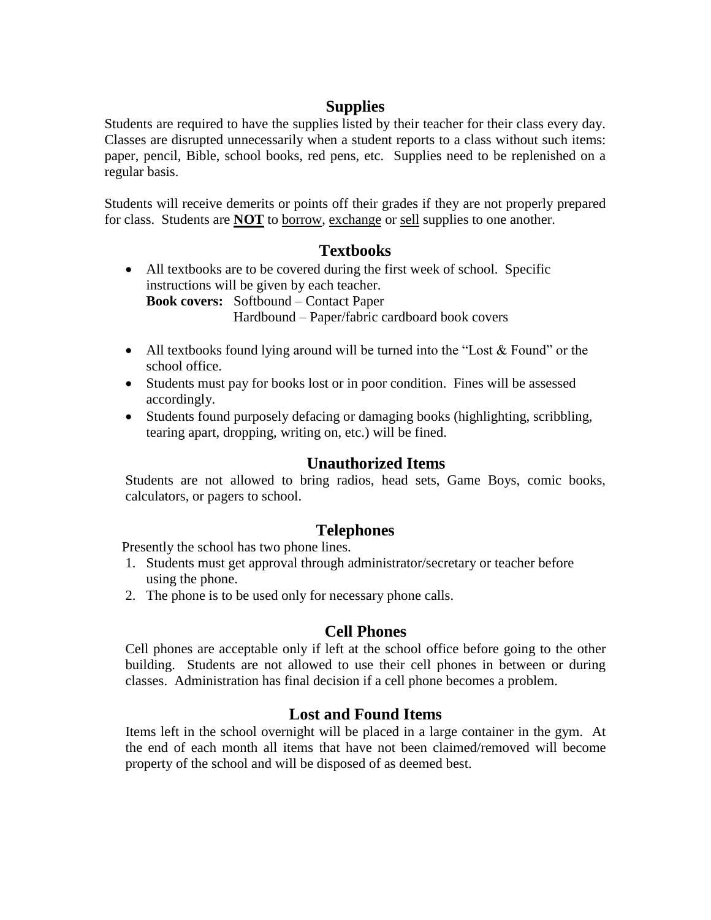## Supplies

Students are required to have the supplies listed by their teacher for their class every day. Classes are disrupted unnecessarily when a student reports to a class without such items: paper, pencil, Bible, school books, red pens, etc. Supplies need to be replenished on a regular basis.

Students will receive demerits or points off their grades if they are not properly prepared for class. Students are **NOT** to borrow, exchange or sell supplies to one another.

## Textbooks

- All textbooks are to be covered during the first week of school. Specific instructions will be given by each teacher.
  **Book covers:** Softbound – Contact Paper
  Hardbound – Paper/fabric cardboard book covers
- All textbooks found lying around will be turned into the "Lost & Found" or the school office.
- Students must pay for books lost or in poor condition. Fines will be assessed accordingly.
- Students found purposely defacing or damaging books (highlighting, scribbling, tearing apart, dropping, writing on, etc.) will be fined.

## Unauthorized Items

Students are not allowed to bring radios, head sets, Game Boys, comic books, calculators, or pagers to school.

## Telephones

Presently the school has two phone lines.

1. Students must get approval through administrator/secretary or teacher before using the phone.
2. The phone is to be used only for necessary phone calls.

## Cell Phones

Cell phones are acceptable only if left at the school office before going to the other building. Students are not allowed to use their cell phones in between or during classes. Administration has final decision if a cell phone becomes a problem.

## Lost and Found Items

Items left in the school overnight will be placed in a large container in the gym. At the end of each month all items that have not been claimed/removed will become property of the school and will be disposed of as deemed best.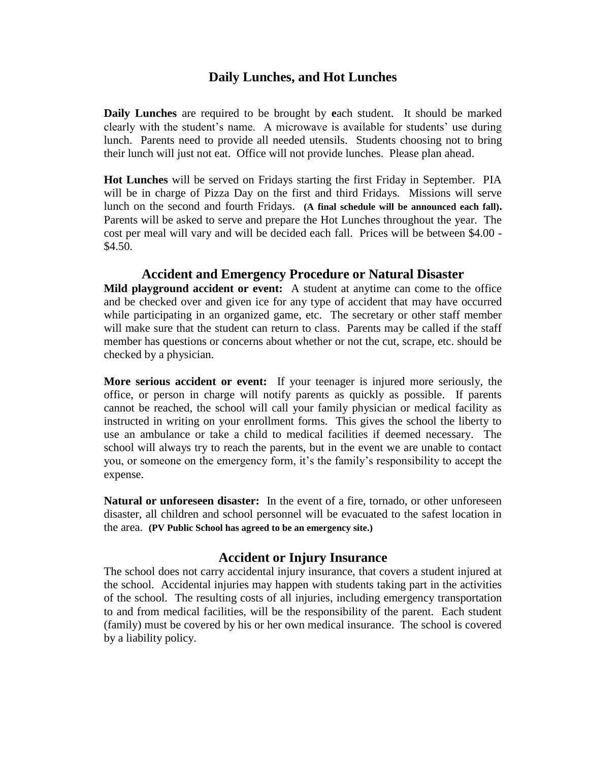## Daily Lunches, and Hot Lunches

**Daily Lunches** are required to be brought by **e**ach student. It should be marked clearly with the student's name. A microwave is available for students' use during lunch. Parents need to provide all needed utensils. Students choosing not to bring their lunch will just not eat. Office will not provide lunches. Please plan ahead.

**Hot Lunches** will be served on Fridays starting the first Friday in September. PIA will be in charge of Pizza Day on the first and third Fridays. Missions will serve lunch on the second and fourth Fridays. **(A final schedule will be announced each fall).** Parents will be asked to serve and prepare the Hot Lunches throughout the year. The cost per meal will vary and will be decided each fall. Prices will be between $4.00 - $4.50.

## Accident and Emergency Procedure or Natural Disaster

**Mild playground accident or event:** A student at anytime can come to the office and be checked over and given ice for any type of accident that may have occurred while participating in an organized game, etc. The secretary or other staff member will make sure that the student can return to class. Parents may be called if the staff member has questions or concerns about whether or not the cut, scrape, etc. should be checked by a physician.

**More serious accident or event:** If your teenager is injured more seriously, the office, or person in charge will notify parents as quickly as possible. If parents cannot be reached, the school will call your family physician or medical facility as instructed in writing on your enrollment forms. This gives the school the liberty to use an ambulance or take a child to medical facilities if deemed necessary. The school will always try to reach the parents, but in the event we are unable to contact you, or someone on the emergency form, it's the family's responsibility to accept the expense.

**Natural or unforeseen disaster:** In the event of a fire, tornado, or other unforeseen disaster, all children and school personnel will be evacuated to the safest location in the area. **(PV Public School has agreed to be an emergency site.)**

## Accident or Injury Insurance

The school does not carry accidental injury insurance, that covers a student injured at the school. Accidental injuries may happen with students taking part in the activities of the school. The resulting costs of all injuries, including emergency transportation to and from medical facilities, will be the responsibility of the parent. Each student (family) must be covered by his or her own medical insurance. The school is covered by a liability policy.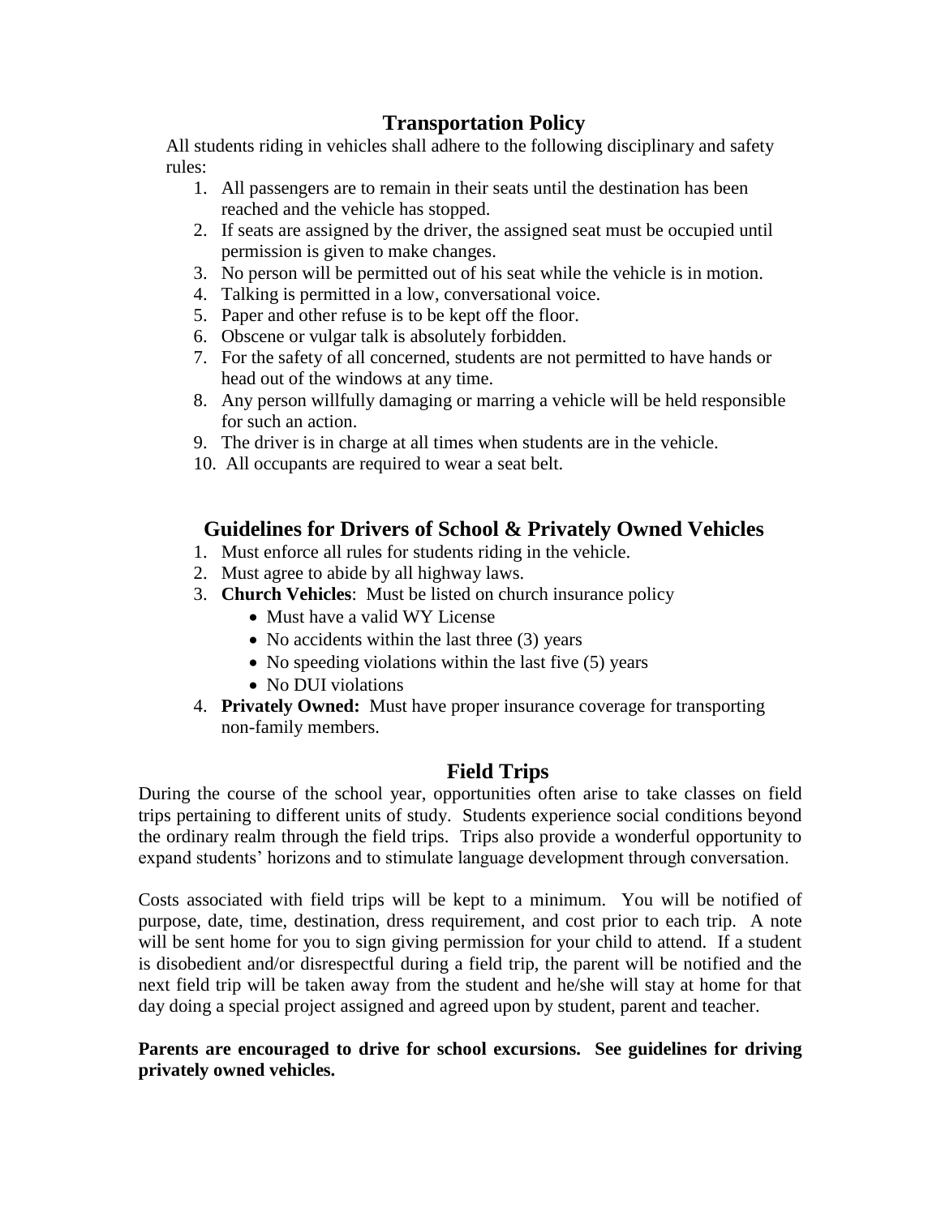## Transportation Policy

All students riding in vehicles shall adhere to the following disciplinary and safety rules:

1. All passengers are to remain in their seats until the destination has been reached and the vehicle has stopped.
2. If seats are assigned by the driver, the assigned seat must be occupied until permission is given to make changes.
3. No person will be permitted out of his seat while the vehicle is in motion.
4. Talking is permitted in a low, conversational voice.
5. Paper and other refuse is to be kept off the floor.
6. Obscene or vulgar talk is absolutely forbidden.
7. For the safety of all concerned, students are not permitted to have hands or head out of the windows at any time.
8. Any person willfully damaging or marring a vehicle will be held responsible for such an action.
9. The driver is in charge at all times when students are in the vehicle.
10. All occupants are required to wear a seat belt.

## Guidelines for Drivers of School & Privately Owned Vehicles

1. Must enforce all rules for students riding in the vehicle.
2. Must agree to abide by all highway laws.
3. **Church Vehicles**: Must be listed on church insurance policy
   - Must have a valid WY License
   - No accidents within the last three (3) years
   - No speeding violations within the last five (5) years
   - No DUI violations
4. **Privately Owned:** Must have proper insurance coverage for transporting non-family members.

## Field Trips

During the course of the school year, opportunities often arise to take classes on field trips pertaining to different units of study. Students experience social conditions beyond the ordinary realm through the field trips. Trips also provide a wonderful opportunity to expand students' horizons and to stimulate language development through conversation.

Costs associated with field trips will be kept to a minimum. You will be notified of purpose, date, time, destination, dress requirement, and cost prior to each trip. A note will be sent home for you to sign giving permission for your child to attend. If a student is disobedient and/or disrespectful during a field trip, the parent will be notified and the next field trip will be taken away from the student and he/she will stay at home for that day doing a special project assigned and agreed upon by student, parent and teacher.

**Parents are encouraged to drive for school excursions. See guidelines for driving privately owned vehicles.**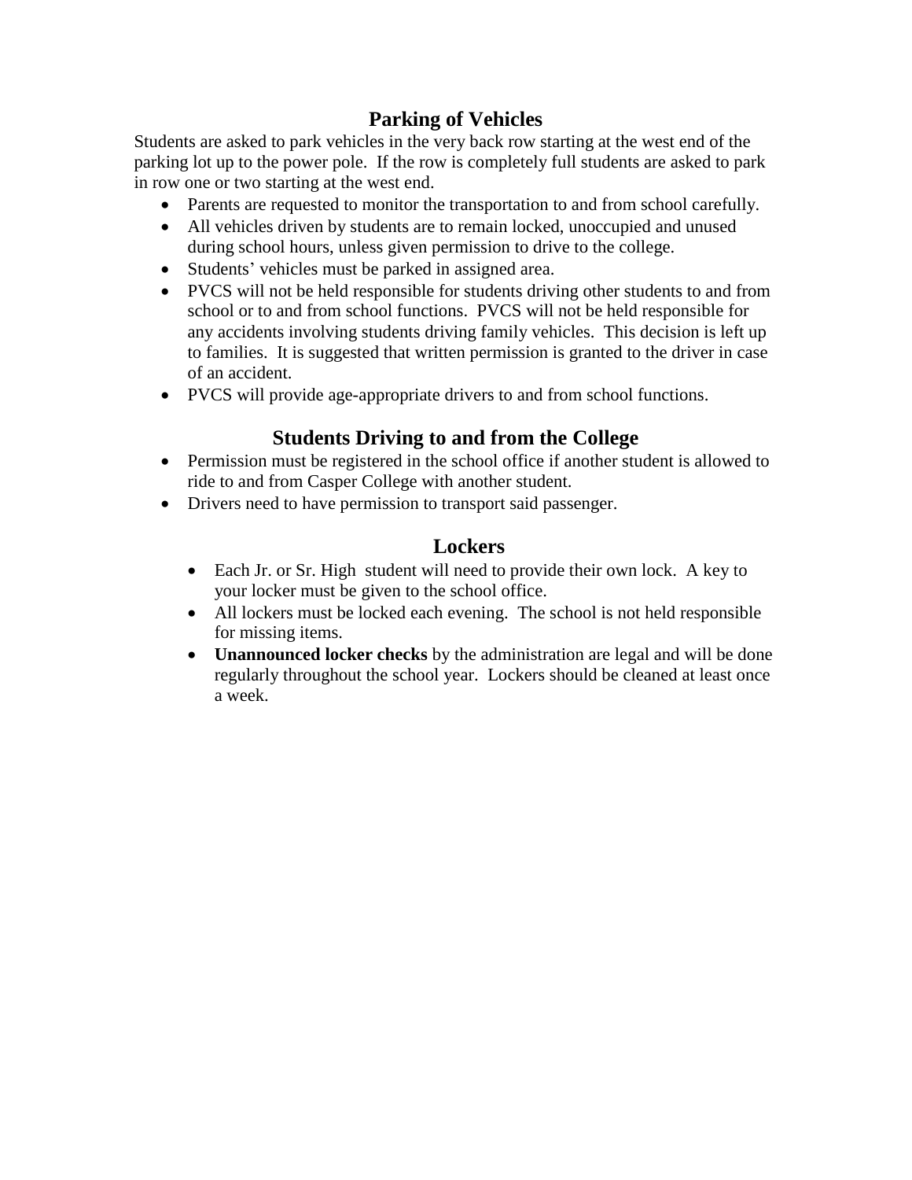## Parking of Vehicles

Students are asked to park vehicles in the very back row starting at the west end of the parking lot up to the power pole. If the row is completely full students are asked to park in row one or two starting at the west end.

- Parents are requested to monitor the transportation to and from school carefully.
- All vehicles driven by students are to remain locked, unoccupied and unused during school hours, unless given permission to drive to the college.
- Students' vehicles must be parked in assigned area.
- PVCS will not be held responsible for students driving other students to and from school or to and from school functions. PVCS will not be held responsible for any accidents involving students driving family vehicles. This decision is left up to families. It is suggested that written permission is granted to the driver in case of an accident.
- PVCS will provide age-appropriate drivers to and from school functions.

## Students Driving to and from the College

- Permission must be registered in the school office if another student is allowed to ride to and from Casper College with another student.
- Drivers need to have permission to transport said passenger.

## Lockers

- Each Jr. or Sr. High student will need to provide their own lock. A key to your locker must be given to the school office.
- All lockers must be locked each evening. The school is not held responsible for missing items.
- **Unannounced locker checks** by the administration are legal and will be done regularly throughout the school year. Lockers should be cleaned at least once a week.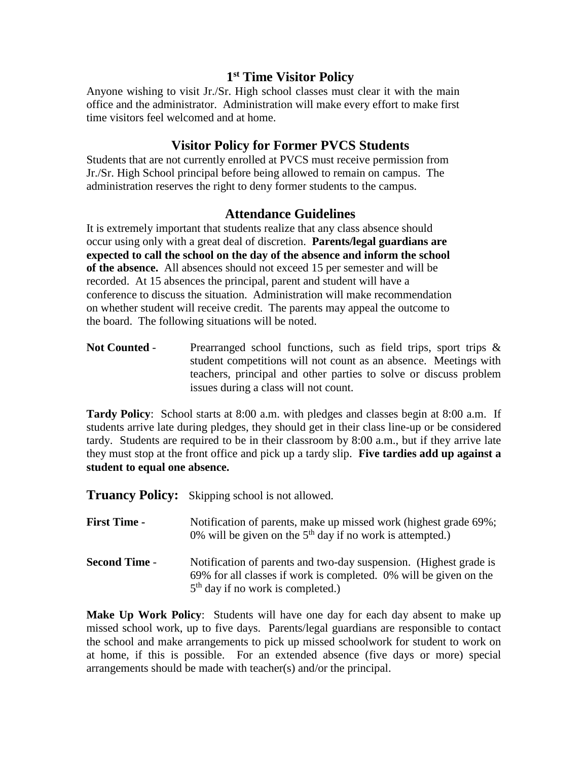## 1st Time Visitor Policy

Anyone wishing to visit Jr./Sr. High school classes must clear it with the main office and the administrator. Administration will make every effort to make first time visitors feel welcomed and at home.

## Visitor Policy for Former PVCS Students

Students that are not currently enrolled at PVCS must receive permission from Jr./Sr. High School principal before being allowed to remain on campus. The administration reserves the right to deny former students to the campus.

## Attendance Guidelines

It is extremely important that students realize that any class absence should occur using only with a great deal of discretion. **Parents/legal guardians are expected to call the school on the day of the absence and inform the school of the absence.** All absences should not exceed 15 per semester and will be recorded. At 15 absences the principal, parent and student will have a conference to discuss the situation. Administration will make recommendation on whether student will receive credit. The parents may appeal the outcome to the board. The following situations will be noted.

**Not Counted** - Prearranged school functions, such as field trips, sport trips & student competitions will not count as an absence. Meetings with teachers, principal and other parties to solve or discuss problem issues during a class will not count.

**Tardy Policy**: School starts at 8:00 a.m. with pledges and classes begin at 8:00 a.m. If students arrive late during pledges, they should get in their class line-up or be considered tardy. Students are required to be in their classroom by 8:00 a.m., but if they arrive late they must stop at the front office and pick up a tardy slip. **Five tardies add up against a student to equal one absence.**

**Truancy Policy:** Skipping school is not allowed.

**First Time** - Notification of parents, make up missed work (highest grade 69%; 0% will be given on the 5th day if no work is attempted.)

**Second Time** - Notification of parents and two-day suspension. (Highest grade is 69% for all classes if work is completed. 0% will be given on the 5th day if no work is completed.)

**Make Up Work Policy**: Students will have one day for each day absent to make up missed school work, up to five days. Parents/legal guardians are responsible to contact the school and make arrangements to pick up missed schoolwork for student to work on at home, if this is possible. For an extended absence (five days or more) special arrangements should be made with teacher(s) and/or the principal.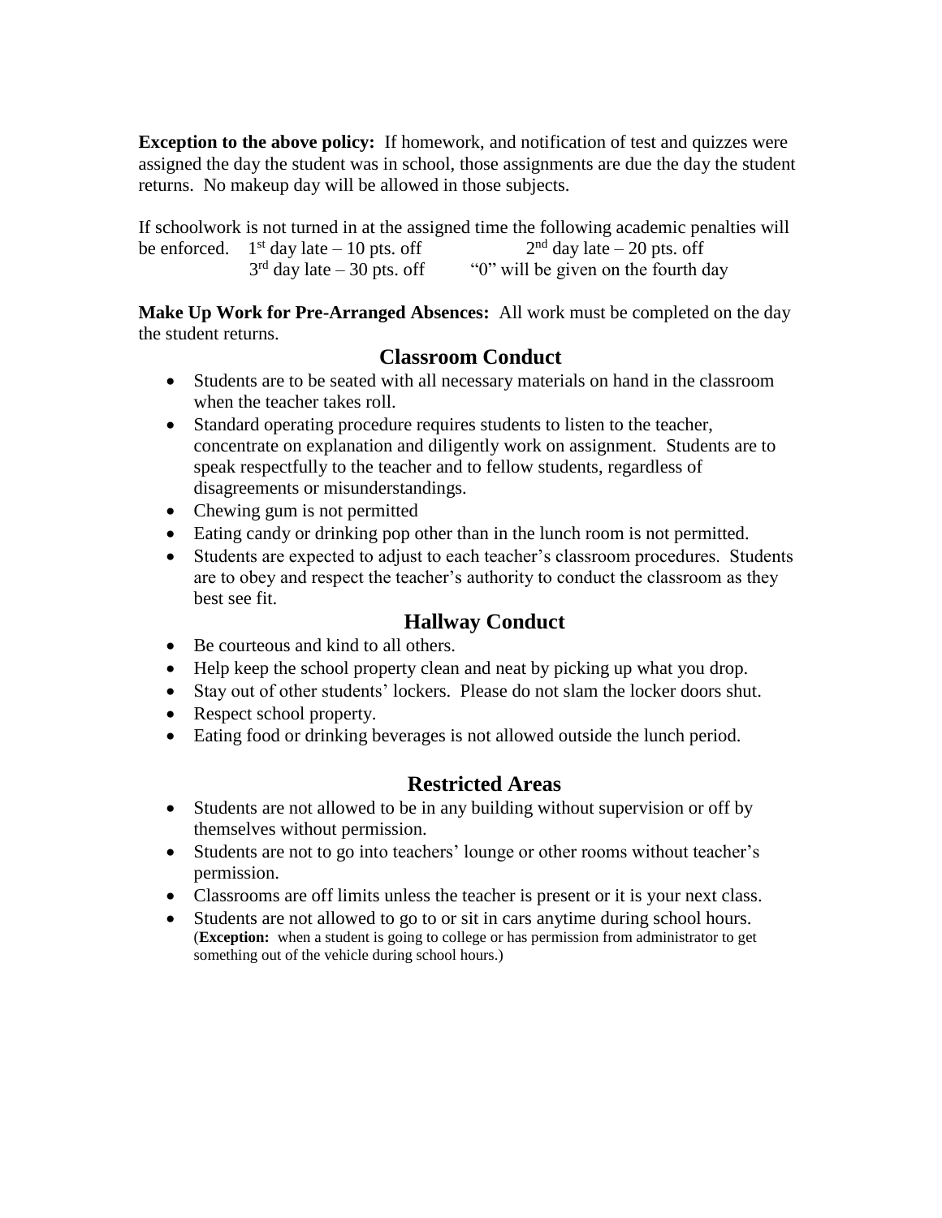**Exception to the above policy:** If homework, and notification of test and quizzes were assigned the day the student was in school, those assignments are due the day the student returns. No makeup day will be allowed in those subjects.

If schoolwork is not turned in at the assigned time the following academic penalties will be enforced.
- 1st day late – 10 pts. off
- 2nd day late – 20 pts. off
- 3rd day late – 30 pts. off
- "0" will be given on the fourth day

**Make Up Work for Pre-Arranged Absences:** All work must be completed on the day the student returns.

## Classroom Conduct

- Students are to be seated with all necessary materials on hand in the classroom when the teacher takes roll.
- Standard operating procedure requires students to listen to the teacher, concentrate on explanation and diligently work on assignment. Students are to speak respectfully to the teacher and to fellow students, regardless of disagreements or misunderstandings.
- Chewing gum is not permitted
- Eating candy or drinking pop other than in the lunch room is not permitted.
- Students are expected to adjust to each teacher's classroom procedures. Students are to obey and respect the teacher's authority to conduct the classroom as they best see fit.

## Hallway Conduct

- Be courteous and kind to all others.
- Help keep the school property clean and neat by picking up what you drop.
- Stay out of other students' lockers. Please do not slam the locker doors shut.
- Respect school property.
- Eating food or drinking beverages is not allowed outside the lunch period.

## Restricted Areas

- Students are not allowed to be in any building without supervision or off by themselves without permission.
- Students are not to go into teachers' lounge or other rooms without teacher's permission.
- Classrooms are off limits unless the teacher is present or it is your next class.
- Students are not allowed to go to or sit in cars anytime during school hours. (**Exception:** when a student is going to college or has permission from administrator to get something out of the vehicle during school hours.)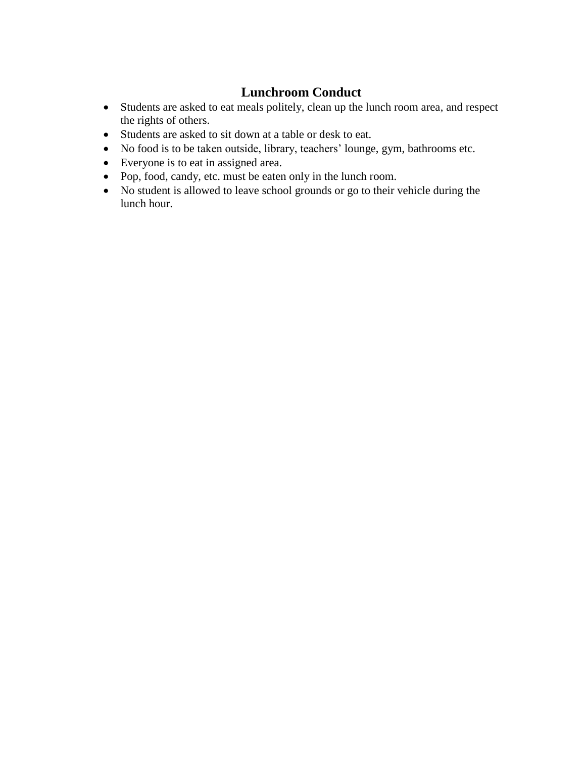## Lunchroom Conduct

- Students are asked to eat meals politely, clean up the lunch room area, and respect the rights of others.
- Students are asked to sit down at a table or desk to eat.
- No food is to be taken outside, library, teachers' lounge, gym, bathrooms etc.
- Everyone is to eat in assigned area.
- Pop, food, candy, etc. must be eaten only in the lunch room.
- No student is allowed to leave school grounds or go to their vehicle during the lunch hour.